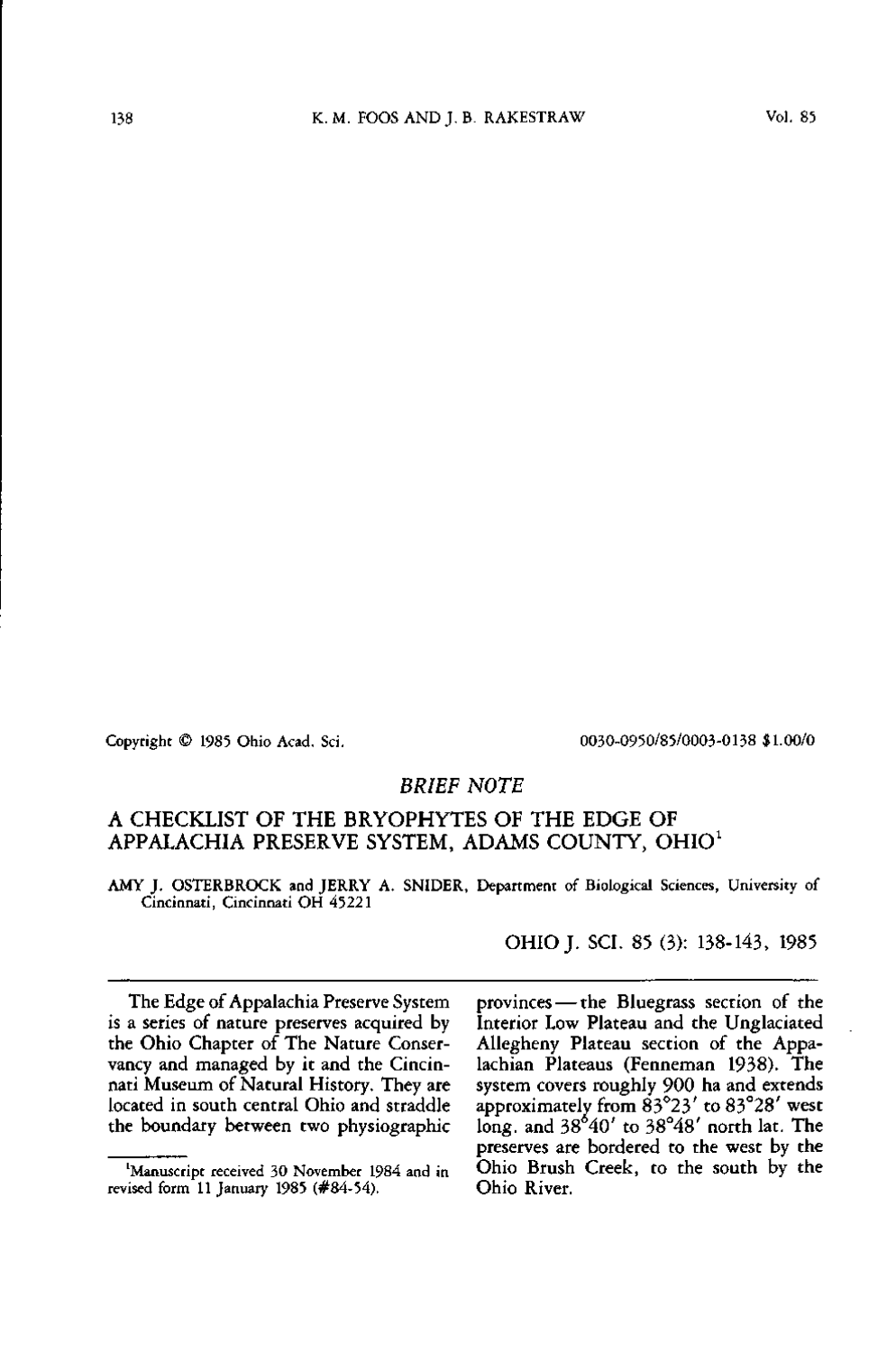Copyright © 1985 Ohio Acad. Sci. 0030-0950/85/0003-0138 $1.00/0

*BRIEF NOTE*

# A CHECKLIST OF THE BRYOPHYTES OF THE EDGE OF APPALACHIA PRESERVE SYSTEM, ADAMS COUNTY, OHIO[1]

AMY J. OSTERBROCK and JERRY A. SNIDER, Department of Biological Sciences, University of Cincinnati, Cincinnati OH 45221

OHIO J. SCI. 85 (3): 138-143, 1985

The Edge of Appalachia Preserve System is a series of nature preserves acquired by the Ohio Chapter of The Nature Conservancy and managed by it and the Cincinnati Museum of Natural History. They are located in south central Ohio and straddle the boundary between two physiographic provinces — the Bluegrass section of the Interior Low Plateau and the Unglaciated Allegheny Plateau section of the Appalachian Plateaus (Fenneman 1938). The system covers roughly 900 ha and extends approximately from 83°23′ to 83°28′ west long. and 38°40′ to 38°48′ north lat. The preserves are bordered to the west by the Ohio Brush Creek, to the south by the Ohio River.

[1]Manuscript received 30 November 1984 and in revised form 11 January 1985 (#84-54).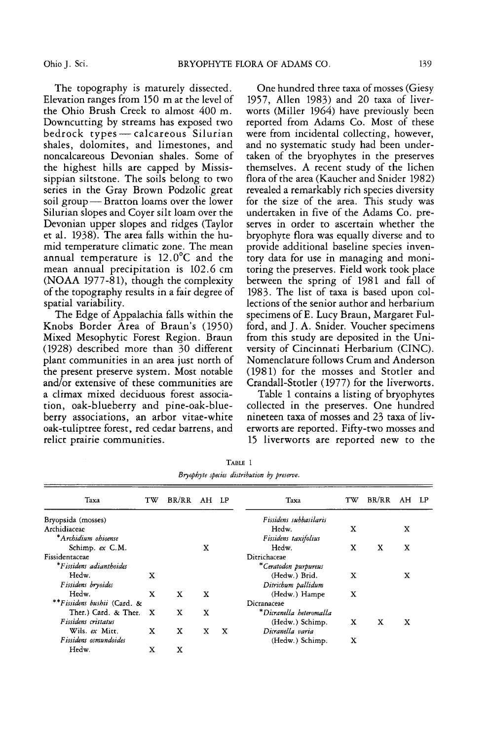The topography is maturely dissected. Elevation ranges from 150 m at the level of the Ohio Brush Creek to almost 400 m. Downcutting by streams has exposed two bedrock types — calcareous Silurian shales, dolomites, and limestones, and noncalcareous Devonian shales. Some of the highest hills are capped by Mississippian siltstone. The soils belong to two series in the Gray Brown Podzolic great soil group — Bratton loams over the lower Silurian slopes and Coyer silt loam over the Devonian upper slopes and ridges (Taylor et al. 1938). The area falls within the humid temperature climatic zone. The mean annual temperature is 12.0°C and the mean annual precipitation is 102.6 cm (NOAA 1977-81), though the complexity of the topography results in a fair degree of spatial variability.

The Edge of Appalachia falls within the Knobs Border Area of Braun's (1950) Mixed Mesophytic Forest Region. Braun (1928) described more than 30 different plant communities in an area just north of the present preserve system. Most notable and/or extensive of these communities are a climax mixed deciduous forest association, oak-blueberry and pine-oak-blueberry associations, an arbor vitae-white oak-tuliptree forest, red cedar barrens, and relict prairie communities.

One hundred three taxa of mosses (Giesy 1957, Allen 1983) and 20 taxa of liverworts (Miller 1964) have previously been reported from Adams Co. Most of these were from incidental collecting, however, and no systematic study had been undertaken of the bryophytes in the preserves themselves. A recent study of the lichen flora of the area (Kaucher and Snider 1982) revealed a remarkably rich species diversity for the size of the area. This study was undertaken in five of the Adams Co. preserves in order to ascertain whether the bryophyte flora was equally diverse and to provide additional baseline species inventory data for use in managing and monitoring the preserves. Field work took place between the spring of 1981 and fall of 1983. The list of taxa is based upon collections of the senior author and herbarium specimens of E. Lucy Braun, Margaret Fulford, and J. A. Snider. Voucher specimens from this study are deposited in the University of Cincinnati Herbarium (CINC). Nomenclature follows Crum and Anderson (1981) for the mosses and Stotler and Crandall-Stotler (1977) for the liverworts.

Table 1 contains a listing of bryophytes collected in the preserves. One hundred nineteen taxa of mosses and 23 taxa of liverworts are reported. Fifty-two mosses and 15 liverworts are reported new to the

TABLE 1

*Bryophyte species distribution by preserve.*

| Taxa | TW | BR/RR | AH | LP |
|---|---|---|---|---|
| Bryopsida (mosses) | | | | |
| Archidiaceae | | | | |
| \**Archidium ohioense* Schimp. *ex* C.M. | | | X | |
| Fissidentaceae | | | | |
| \**Fissidens adianthoides* Hedw. | X | | | |
| *Fissidens bryoides* Hedw. | X | X | X | |
| \*\**Fissidens bushii* (Card. & Ther.) Card. & Ther. | X | X | X | |
| *Fissidens cristatus* Wils. *ex* Mitt. | X | X | X | X |
| *Fissidens osmundoides* Hedw. | X | X | | |
| *Fissidens subbasilaris* Hedw. | X | | X | |
| *Fissidens taxifolius* Hedw. | X | X | X | |
| Ditrichaceae | | | | |
| \**Ceratodon purpureus* (Hedw.) Brid. | X | | X | |
| *Ditrichum pallidum* (Hedw.) Hampe | X | | | |
| Dicranaceae | | | | |
| \**Dicranella heteromalla* (Hedw.) Schimp. | X | X | X | |
| *Dicranella varia* (Hedw.) Schimp. | X | | | |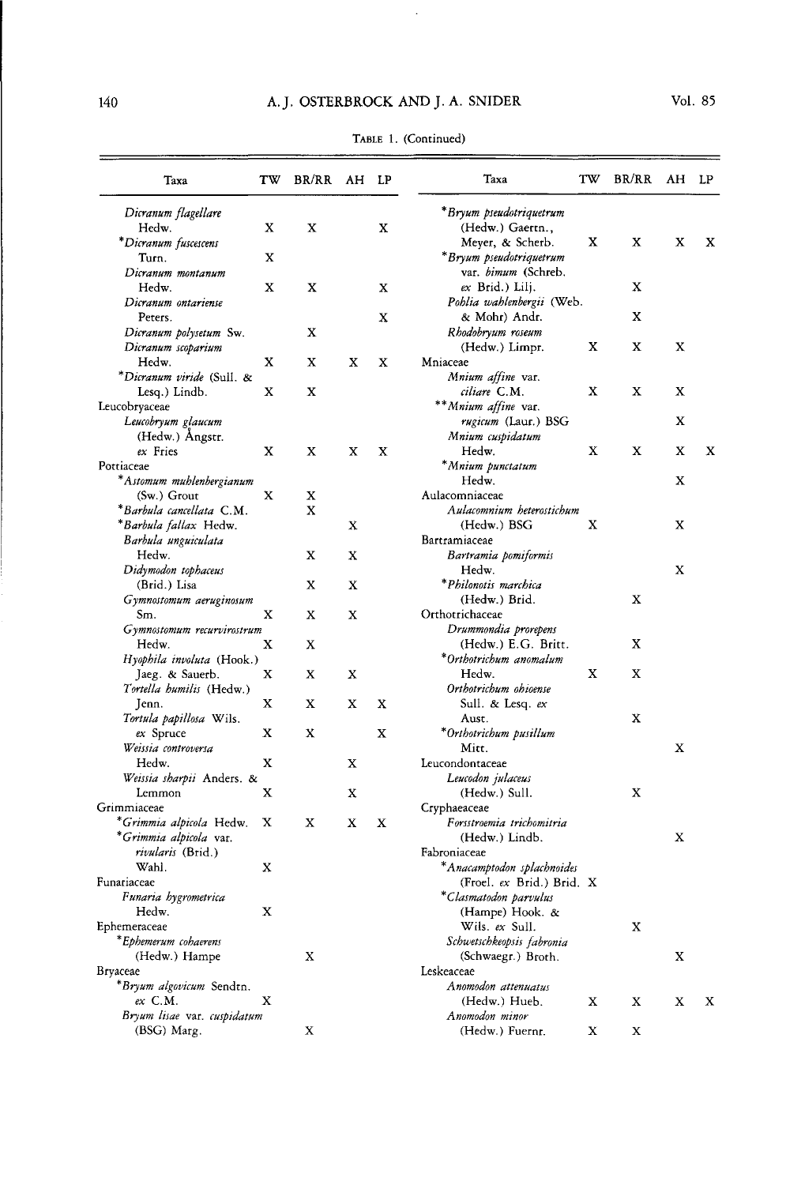TABLE 1. (Continued)

| Taxa | TW | BR/RR | AH | LP |
|---|---|---|---|---|
| *Dicranum flagellare* Hedw. | X | X | | X |
| \**Dicranum fuscescens* Turn. | X | | | |
| *Dicranum montanum* Hedw. | X | X | | X |
| *Dicranum ontariense* Peters. | | | | X |
| *Dicranum polysetum* Sw. | | X | | |
| *Dicranum scoparium* Hedw. | X | X | X | X |
| \**Dicranum viride* (Sull. & Lesq.) Lindb. | X | X | | |
| Leucobryaceae | | | | |
| *Leucobryum glaucum* (Hedw.) Ångstr. *ex* Fries | X | X | X | X |
| Pottiaceae | | | | |
| \**Astomum muhlenbergianum* (Sw.) Grout | X | X | | |
| \**Barbula cancellata* C.M. | | X | | |
| \**Barbula fallax* Hedw. | | | X | |
| *Barbula unguiculata* Hedw. | | X | X | |
| *Didymodon tophaceus* (Brid.) Lisa | | X | X | |
| *Gymnostomum aeruginosum* Sm. | X | X | X | |
| *Gymnostomum recurvirostrum* Hedw. | X | X | | |
| *Hyophila involuta* (Hook.) Jaeg. & Sauerb. | X | X | X | |
| *Tortella humilis* (Hedw.) Jenn. | X | X | X | X |
| *Tortula papillosa* Wils. *ex* Spruce | X | X | | X |
| *Weissia controversa* Hedw. | X | | X | |
| *Weissia sharpii* Anders. & Lemmon | X | | X | |
| Grimmiaceae | | | | |
| \**Grimmia alpicola* Hedw. | X | X | X | X |
| \**Grimmia alpicola* var. *rivularis* (Brid.) Wahl. | X | | | |
| Funariaceae | | | | |
| *Funaria hygrometrica* Hedw. | X | | | |
| Ephemeraceae | | | | |
| \**Ephemerum cohaerens* (Hedw.) Hampe | | X | | |
| Bryaceae | | | | |
| \**Bryum algovicum* Sendtn. *ex* C.M. | X | | | |
| *Bryum lisae* var. *cuspidatum* (BSG) Marg. | | X | | |
| \**Bryum pseudotriquetrum* (Hedw.) Gaertn., Meyer, & Scherb. | X | X | X | X |
| \**Bryum pseudotriquetrum* var. *bimum* (Schreb. *ex* Brid.) Lilj. | | X | | |
| *Pohlia wahlenbergii* (Web. & Mohr) Andr. | | X | | |
| *Rhodobryum roseum* (Hedw.) Limpr. | X | X | X | |
| Mniaceae | | | | |
| *Mnium affine* var. *ciliare* C.M. | X | X | X | |
| \*\**Mnium affine* var. *rugicum* (Laur.) BSG | | | X | |
| *Mnium cuspidatum* Hedw. | X | X | X | X |
| \**Mnium punctatum* Hedw. | | | X | |
| Aulacomniaceae | | | | |
| *Aulacomnium heterostichum* (Hedw.) BSG | X | | X | |
| Bartramiaceae | | | | |
| *Bartramia pomiformis* Hedw. | | | X | |
| \**Philonotis marchica* (Hedw.) Brid. | | X | | |
| Orthotrichaceae | | | | |
| *Drummondia prorepens* (Hedw.) E.G. Britt. | | X | | |
| \**Orthotrichum anomalum* Hedw. | X | X | | |
| *Orthotrichum ohioense* Sull. & Lesq. *ex* Aust. | | X | | |
| \**Orthotrichum pusillum* Mitt. | | | X | |
| Leucondontaceae | | | | |
| *Leucodon julaceus* (Hedw.) Sull. | | X | | |
| Cryphaeaceae | | | | |
| *Forsstroemia trichomitria* (Hedw.) Lindb. | | | X | |
| Fabroniaceae | | | | |
| \**Anacamptodon splachnoides* (Froel. *ex* Brid.) Brid. | X | | | |
| \**Clasmatodon parvulus* (Hampe) Hook. & Wils. *ex* Sull. | | X | | |
| *Schwetschkeopsis fabronia* (Schwaegr.) Broth. | | | X | |
| Leskeaceae | | | | |
| *Anomodon attenuatus* (Hedw.) Hueb. | X | X | X | X |
| *Anomodon minor* (Hedw.) Fuernr. | X | X | | |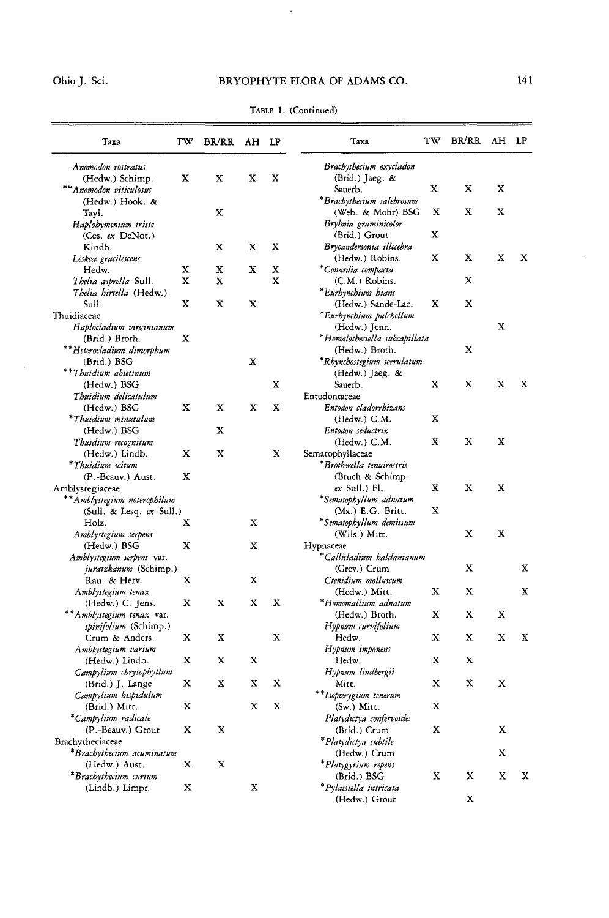TABLE 1. (Continued)

| Taxa | TW | BR/RR | AH | LP |
|---|---|---|---|---|
| *Anomodon rostratus* (Hedw.) Schimp. | X | X | X | X |
| ***Anomodon viticulosus* (Hedw.) Hook. & Tayl. | | X | | |
| *Haplohymenium triste* (Ces. *ex* DeNot.) Kindb. | | X | X | X |
| *Leskea gracilescens* Hedw. | X | X | X | X |
| *Thelia asprella* Sull. | X | X | | X |
| *Thelia hirtella* (Hedw.) Sull. | X | X | X | |
| Thuidiaceae | | | | |
| *Haplocladium virginianum* (Brid.) Broth. | X | | | |
| ***Heterocladium dimorphum* (Brid.) BSG | | | X | |
| ***Thuidium abietinum* (Hedw.) BSG | | | | X |
| *Thuidium delicatulum* (Hedw.) BSG | X | X | X | X |
| **Thuidium minutulum* (Hedw.) BSG | | X | | |
| *Thuidium recognitum* (Hedw.) Lindb. | X | X | | X |
| **Thuidium scitum* (P.-Beauv.) Aust. | X | | | |
| Amblystegiaceae | | | | |
| ***Amblystegium noterophilum* (Sull. & Lesq. *ex* Sull.) Holz. | X | | X | |
| *Amblystegium serpens* (Hedw.) BSG | X | | X | |
| *Amblystegium serpens* var. *juratzkanum* (Schimp.) Rau. & Herv. | X | | X | |
| *Amblystegium tenax* (Hedw.) C. Jens. | X | X | X | X |
| ***Amblystegium tenax* var. *spinifolium* (Schimp.) Crum & Anders. | X | X | | X |
| *Amblystegium varium* (Hedw.) Lindb. | X | X | X | |
| *Campylium chrysophyllum* (Brid.) J. Lange | X | X | X | X |
| *Campylium hispidulum* (Brid.) Mitt. | X | | X | X |
| **Campylium radicale* (P.-Beauv.) Grout | X | X | | |
| Brachytheciaceae | | | | |
| **Brachythecium acuminatum* (Hedw.) Aust. | X | X | | |
| **Brachythecium curtum* (Lindb.) Limpr. | X | | X | |
| *Brachythecium oxycladon* (Brid.) Jaeg. & Sauerb. | X | X | X | |
| **Brachythecium salebrosum* (Web. & Mohr) BSG | X | X | X | |
| *Bryhnia graminicolor* (Brid.) Grout | X | | | |
| *Bryoandersonia illecebra* (Hedw.) Robins. | X | X | X | X |
| **Conardia compacta* (C.M.) Robins. | | X | | |
| **Eurhynchium hians* (Hedw.) Sande-Lac. | X | X | | |
| **Eurhynchium pulchellum* (Hedw.) Jenn. | | | X | |
| **Homalotheciella subcapillata* (Hedw.) Broth. | | X | | |
| **Rhynchostegium serrulatum* (Hedw.) Jaeg. & Sauerb. | X | X | X | X |
| Entodontaceae | | | | |
| *Entodon cladorrhizans* (Hedw.) C.M. | X | | | |
| *Entodon seductrix* (Hedw.) C.M. | X | X | X | |
| Sematophyllaceae | | | | |
| **Brotherella tenuirostris* (Bruch & Schimp. *ex* Sull.) Fl. | X | X | X | |
| **Sematophyllum adnatum* (Mx.) E.G. Britt. | X | | | |
| **Sematophyllum demissum* (Wils.) Mitt. | | X | X | |
| Hypnaceae | | | | |
| **Callicladium haldanianum* (Grev.) Crum | | X | | X |
| *Ctenidium molluscum* (Hedw.) Mitt. | X | X | | X |
| **Homomallium adnatum* (Hedw.) Broth. | X | X | X | |
| *Hypnum curvifolium* Hedw. | X | X | X | X |
| *Hypnum imponens* Hedw. | X | X | | |
| *Hypnum lindbergii* Mitt. | X | X | X | |
| ***Isopterygium tenerum* (Sw.) Mitt. | X | | | |
| *Platydictya confervoides* (Brid.) Crum | X | | X | |
| **Platydictya subtile* (Hedw.) Crum | | | X | |
| **Platygyrium repens* (Brid.) BSG | X | X | X | X |
| **Pylaisiella intricata* (Hedw.) Grout | | X | | |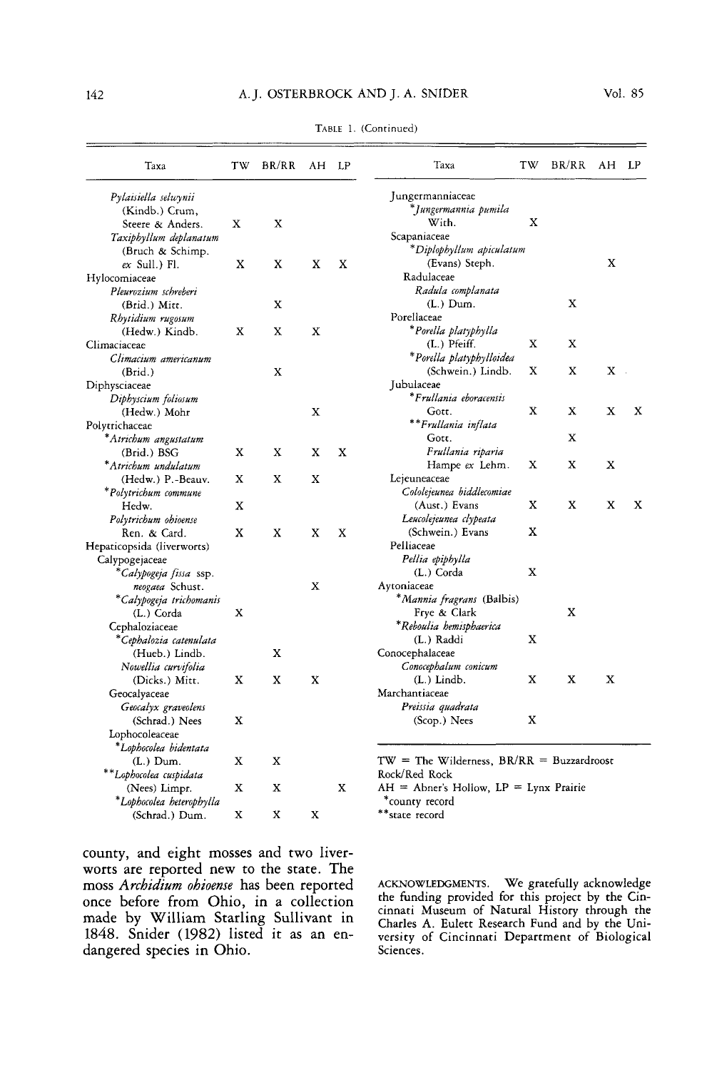TABLE 1. (Continued)

| Taxa | TW | BR/RR | AH | LP |
|---|---|---|---|---|
| *Pylaisiella selwynii* (Kindb.) Crum, Steere & Anders. | X | X | | |
| *Taxiphyllum deplanatum* (Bruch & Schimp. *ex* Sull.) Fl. | X | X | X | X |
| Hylocomiaceae | | | | |
| *Pleurozium schreberi* (Brid.) Mitt. | | X | | |
| *Rhytidium rugosum* (Hedw.) Kindb. | X | X | X | |
| Climaciaceae | | | | |
| *Climacium americanum* (Brid.) | | X | | |
| Diphysciaceae | | | | |
| *Diphyscium foliosum* (Hedw.) Mohr | | | X | |
| Polytrichaceae | | | | |
| \**Atrichum angustatum* (Brid.) BSG | X | X | X | X |
| \**Atrichum undulatum* (Hedw.) P.-Beauv. | X | X | X | |
| \**Polytrichum commune* Hedw. | X | | | |
| *Polytrichum ohioense* Ren. & Card. | X | X | X | X |
| Hepaticopsida (liverworts) | | | | |
| Calypogejaceae | | | | |
| \**Calypogeja fissa* ssp. *neogaea* Schust. | | | X | |
| \**Calypogeja trichomanis* (L.) Corda | X | | | |
| Cephaloziaceae | | | | |
| \**Cephalozia catenulata* (Hueb.) Lindb. | | X | | |
| *Nowellia curvifolia* (Dicks.) Mitt. | X | X | X | |
| Geocalyaceae | | | | |
| *Geocalyx graveolens* (Schrad.) Nees | X | | | |
| Lophocoleaceae | | | | |
| \**Lophocolea bidentata* (L.) Dum. | X | X | | |
| \*\**Lophocolea cuspidata* (Nees) Limpr. | X | X | | X |
| \**Lophocolea heterophylla* (Schrad.) Dum. | X | X | X | |
| Jungermanniaceae | | | | |
| \**Jungermannia pumila* With. | X | | | |
| Scapaniaceae | | | | |
| \**Diplophyllum apiculatum* (Evans) Steph. | | | X | |
| Radulaceae | | | | |
| *Radula complanata* (L.) Dum. | | X | | |
| Porellaceae | | | | |
| \**Porella platyphylla* (L.) Pfeiff. | X | X | | |
| \**Porella platyphylloidea* (Schwein.) Lindb. | X | X | X | |
| Jubulaceae | | | | |
| \**Frullania eboracensis* Gott. | X | X | X | X |
| \*\**Frullania inflata* Gott. | | X | | |
| *Frullania riparia* Hampe *ex* Lehm. | X | X | X | |
| Lejeuneaceae | | | | |
| *Cololejeunea biddlecomiae* (Aust.) Evans | X | X | X | X |
| *Leucolejeunea clypeata* (Schwein.) Evans | X | | | |
| Pelliaceae | | | | |
| *Pellia epiphylla* (L.) Corda | X | | | |
| Aytoniaceae | | | | |
| \**Mannia fragrans* (Balbis) Frye & Clark | | X | | |
| \**Reboulia hemisphaerica* (L.) Raddi | X | | | |
| Conocephalaceae | | | | |
| *Conocephalum conicum* (L.) Lindb. | X | X | X | |
| Marchantiaceae | | | | |
| *Preissia quadrata* (Scop.) Nees | X | | | |

TW = The Wilderness, BR/RR = Buzzardroost Rock/Red Rock
AH = Abner's Hollow, LP = Lynx Prairie
\*county record
\*\*state record

county, and eight mosses and two liverworts are reported new to the state. The moss *Archidium ohioense* has been reported once before from Ohio, in a collection made by William Starling Sullivant in 1848. Snider (1982) listed it as an endangered species in Ohio.

ACKNOWLEDGMENTS. We gratefully acknowledge the funding provided for this project by the Cincinnati Museum of Natural History through the Charles A. Eulett Research Fund and by the University of Cincinnati Department of Biological Sciences.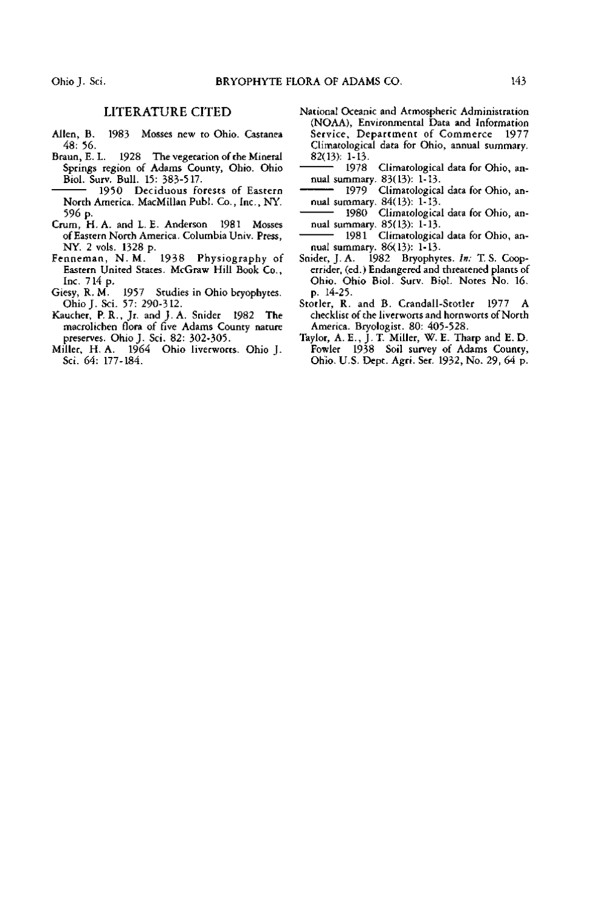## LITERATURE CITED

Allen, B. 1983 Mosses new to Ohio. Castanea 48: 56.

Braun, E. L. 1928 The vegetation of the Mineral Springs region of Adams County, Ohio. Ohio Biol. Surv. Bull. 15: 383-517.

——— 1950 Deciduous forests of Eastern North America. MacMillan Publ. Co., Inc., NY. 596 p.

Crum, H. A. and L. E. Anderson 1981 Mosses of Eastern North America. Columbia Univ. Press, NY. 2 vols. 1328 p.

Fenneman, N. M. 1938 Physiography of Eastern United States. McGraw Hill Book Co., Inc. 714 p.

Giesy, R. M. 1957 Studies in Ohio bryophytes. Ohio J. Sci. 57: 290-312.

Kaucher, P. R., Jr. and J. A. Snider 1982 The macrolichen flora of five Adams County nature preserves. Ohio J. Sci. 82: 302-305.

Miller, H. A. 1964 Ohio liverworts. Ohio J. Sci. 64: 177-184.

National Oceanic and Atmospheric Administration (NOAA), Environmental Data and Information Service, Department of Commerce 1977 Climatological data for Ohio, annual summary. 82(13): 1-13.

——— 1978 Climatological data for Ohio, annual summary. 83(13): 1-13.

——— 1979 Climatological data for Ohio, annual summary. 84(13): 1-13.

——— 1980 Climatological data for Ohio, annual summary. 85(13): 1-13.

——— 1981 Climatological data for Ohio, annual summary. 86(13): 1-13.

Snider, J. A. 1982 Bryophytes. *In:* T. S. Cooperrider, (ed.) Endangered and threatened plants of Ohio. Ohio Biol. Surv. Biol. Notes No. 16. p. 14-25.

Stotler, R. and B. Crandall-Stotler 1977 A checklist of the liverworts and hornworts of North America. Bryologist. 80: 405-528.

Taylor, A. E., J. T. Miller, W. E. Tharp and E. D. Fowler 1938 Soil survey of Adams County, Ohio. U.S. Dept. Agri. Ser. 1932, No. 29, 64 p.